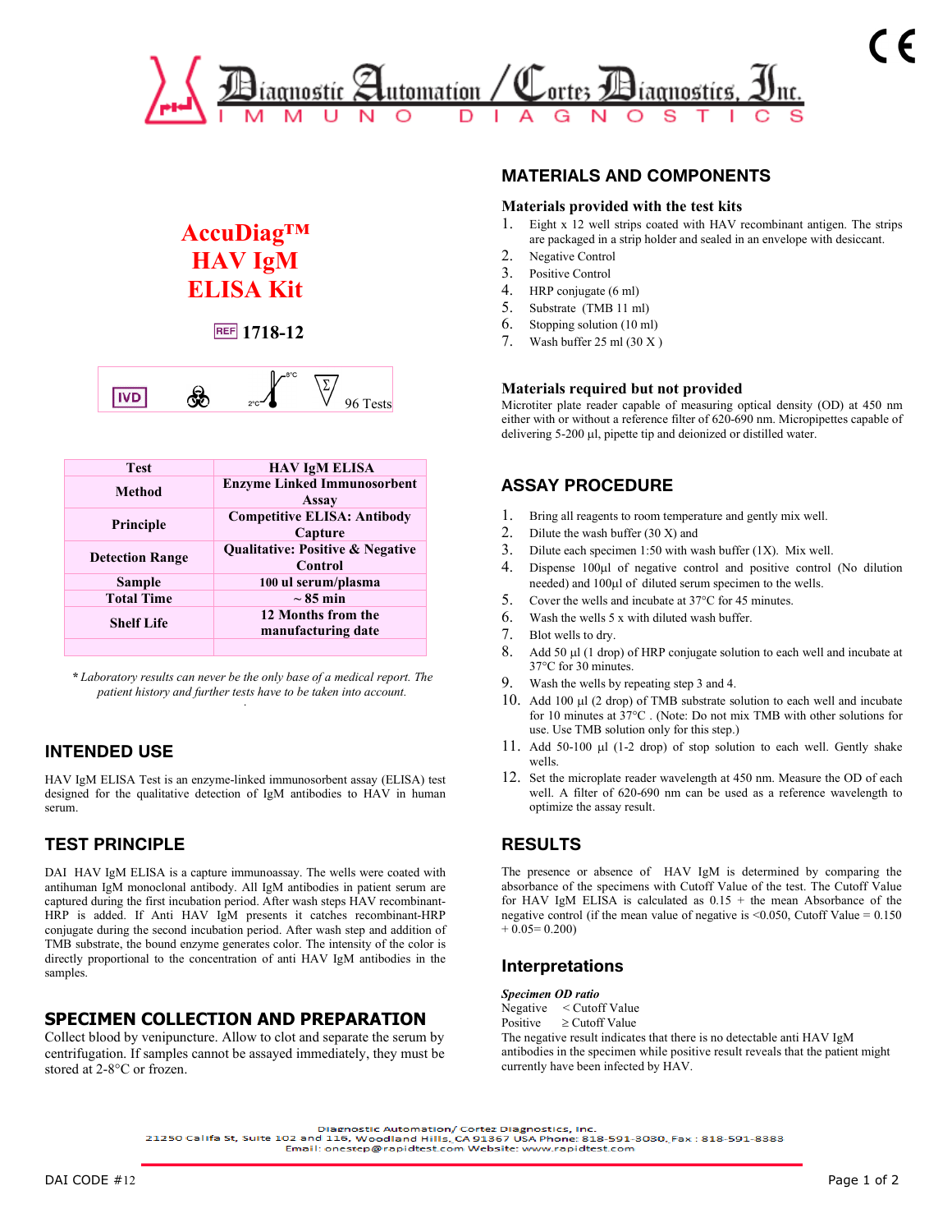# Diagnostic Automation / Cortez Diagnostics, Inc.

IMMUNO DIAGNOSTICS

## AccuDiag™ HAV IgM ELISA Kit

REF 1718-12

IVD | 2°C–8°C | Σ 96 Tests

| Test | HAV IgM ELISA |
|---|---|
| Method | Enzyme Linked Immunosorbent Assay |
| Principle | Competitive ELISA: Antibody Capture |
| Detection Range | Qualitative: Positive & Negative Control |
| Sample | 100 ul serum/plasma |
| Total Time | ~ 85 min |
| Shelf Life | 12 Months from the manufacturing date |
| | |

*\* Laboratory results can never be the only base of a medical report. The patient history and further tests have to be taken into account.*

## INTENDED USE

HAV IgM ELISA Test is an enzyme-linked immunosorbent assay (ELISA) test designed for the qualitative detection of IgM antibodies to HAV in human serum.

## TEST PRINCIPLE

DAI HAV IgM ELISA is a capture immunoassay. The wells were coated with antihuman IgM monoclonal antibody. All IgM antibodies in patient serum are captured during the first incubation period. After wash steps HAV recombinant-HRP is added. If Anti HAV IgM presents it catches recombinant-HRP conjugate during the second incubation period. After wash step and addition of TMB substrate, the bound enzyme generates color. The intensity of the color is directly proportional to the concentration of anti HAV IgM antibodies in the samples.

## SPECIMEN COLLECTION AND PREPARATION

Collect blood by venipuncture. Allow to clot and separate the serum by centrifugation. If samples cannot be assayed immediately, they must be stored at 2-8°C or frozen.

## MATERIALS AND COMPONENTS

### Materials provided with the test kits

1. Eight x 12 well strips coated with HAV recombinant antigen. The strips are packaged in a strip holder and sealed in an envelope with desiccant.
2. Negative Control
3. Positive Control
4. HRP conjugate (6 ml)
5. Substrate (TMB 11 ml)
6. Stopping solution (10 ml)
7. Wash buffer 25 ml (30 X )

### Materials required but not provided

Microtiter plate reader capable of measuring optical density (OD) at 450 nm either with or without a reference filter of 620-690 nm. Micropipettes capable of delivering 5-200 µl, pipette tip and deionized or distilled water.

## ASSAY PROCEDURE

1. Bring all reagents to room temperature and gently mix well.
2. Dilute the wash buffer (30 X) and
3. Dilute each specimen 1:50 with wash buffer (1X). Mix well.
4. Dispense 100µl of negative control and positive control (No dilution needed) and 100µl of diluted serum specimen to the wells.
5. Cover the wells and incubate at 37°C for 45 minutes.
6. Wash the wells 5 x with diluted wash buffer.
7. Blot wells to dry.
8. Add 50 µl (1 drop) of HRP conjugate solution to each well and incubate at 37°C for 30 minutes.
9. Wash the wells by repeating step 3 and 4.
10. Add 100 µl (2 drop) of TMB substrate solution to each well and incubate for 10 minutes at 37°C . (Note: Do not mix TMB with other solutions for use. Use TMB solution only for this step.)
11. Add 50-100 µl (1-2 drop) of stop solution to each well. Gently shake wells.
12. Set the microplate reader wavelength at 450 nm. Measure the OD of each well. A filter of 620-690 nm can be used as a reference wavelength to optimize the assay result.

## RESULTS

The presence or absence of HAV IgM is determined by comparing the absorbance of the specimens with Cutoff Value of the test. The Cutoff Value for HAV IgM ELISA is calculated as 0.15 + the mean Absorbance of the negative control (if the mean value of negative is <0.050, Cutoff Value = 0.150 + 0.05= 0.200)

## Interpretations

***Specimen OD ratio***

Negative < Cutoff Value
Positive ≥ Cutoff Value

The negative result indicates that there is no detectable anti HAV IgM antibodies in the specimen while positive result reveals that the patient might currently have been infected by HAV.

Diagnostic Automation/ Cortez Diagnostics, Inc.
21250 Califa St, Suite 102 and 116, Woodland Hills, CA 91367 USA Phone: 818-591-3030, Fax : 818-591-8383
Email: onestep@rapidtest.com Website: www.rapidtest.com

DAI CODE #12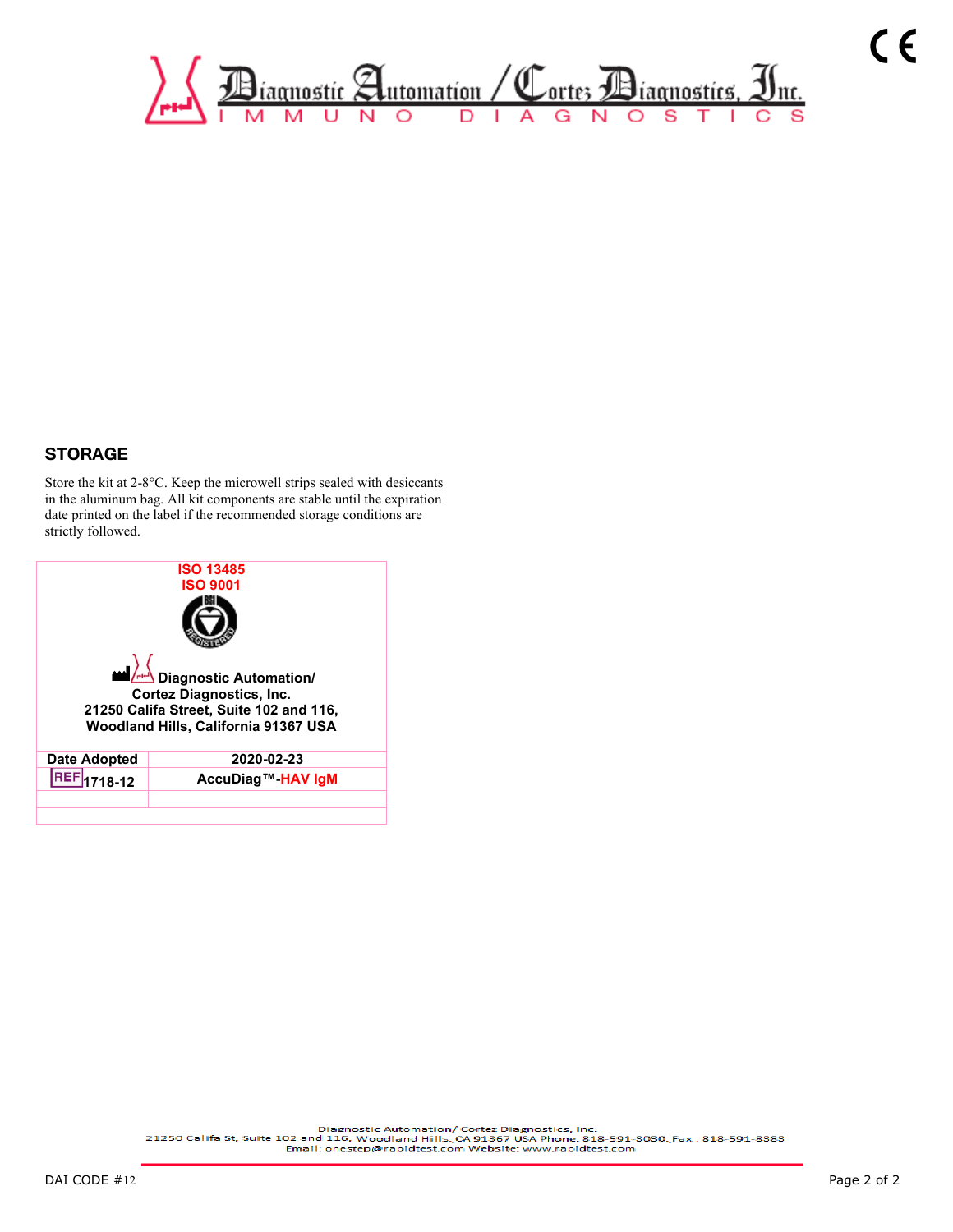## STORAGE

Store the kit at 2-8°C. Keep the microwell strips sealed with desiccants in the aluminum bag. All kit components are stable until the expiration date printed on the label if the recommended storage conditions are strictly followed.

**ISO 13485**
**ISO 9001**

**Diagnostic Automation/ Cortez Diagnostics, Inc.**
**21250 Califa Street, Suite 102 and 116,**
**Woodland Hills, California 91367 USA**

| | |
|---|---|
| **Date Adopted** | **2020-02-23** |
| **REF 1718-12** | **AccuDiag™-HAV IgM** |
| | |

Diagnostic Automation/ Cortez Diagnostics, Inc.
21250 Califa St, Suite 102 and 116, Woodland Hills, CA 91367 USA Phone: 818-591-3030, Fax : 818-591-8383
Email: onestep@rapidtest.com Website: www.rapidtest.com

DAI CODE #12